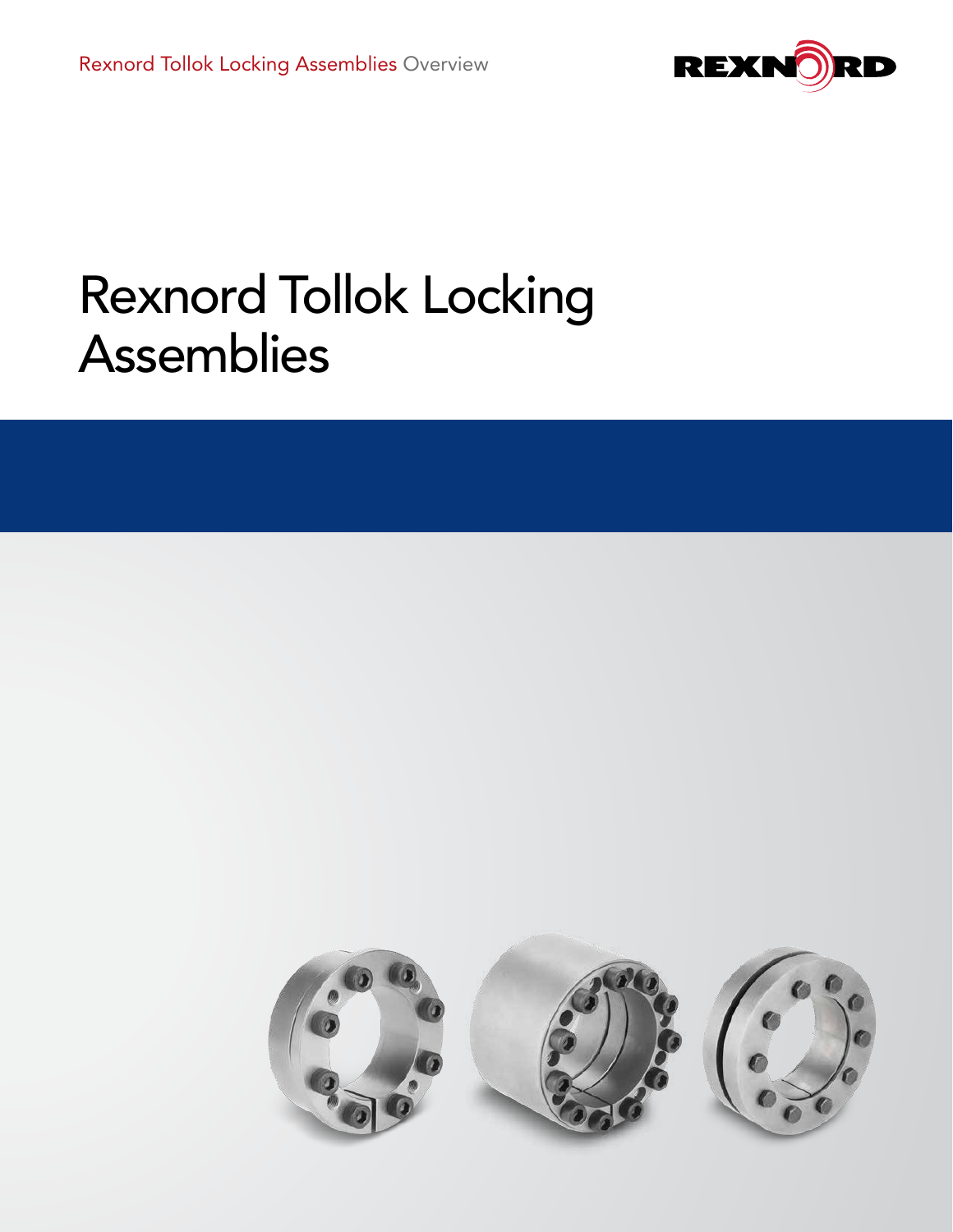# Rexnord Tollok Locking Assemblies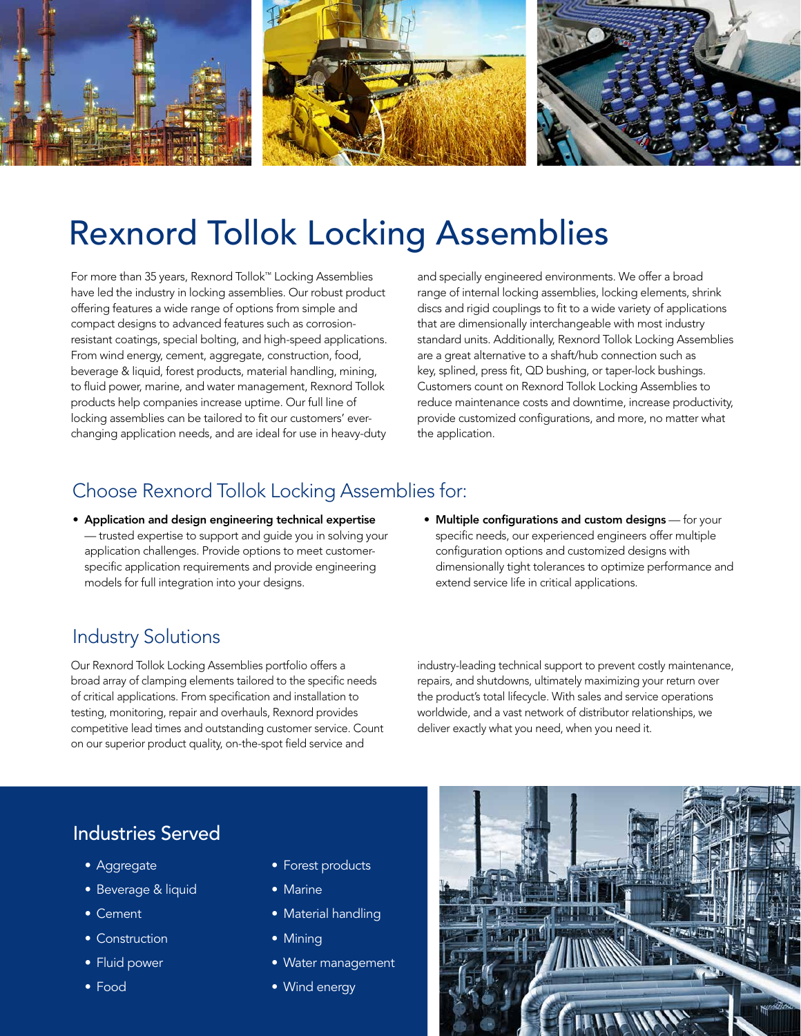# Rexnord Tollok Locking Assemblies

For more than 35 years, Rexnord Tollok™ Locking Assemblies have led the industry in locking assemblies. Our robust product offering features a wide range of options from simple and compact designs to advanced features such as corrosion-resistant coatings, special bolting, and high-speed applications. From wind energy, cement, aggregate, construction, food, beverage & liquid, forest products, material handling, mining, to fluid power, marine, and water management, Rexnord Tollok products help companies increase uptime. Our full line of locking assemblies can be tailored to fit our customers' ever-changing application needs, and are ideal for use in heavy-duty and specially engineered environments. We offer a broad range of internal locking assemblies, locking elements, shrink discs and rigid couplings to fit to a wide variety of applications that are dimensionally interchangeable with most industry standard units. Additionally, Rexnord Tollok Locking Assemblies are a great alternative to a shaft/hub connection such as key, splined, press fit, QD bushing, or taper-lock bushings. Customers count on Rexnord Tollok Locking Assemblies to reduce maintenance costs and downtime, increase productivity, provide customized configurations, and more, no matter what the application.

## Choose Rexnord Tollok Locking Assemblies for:

- **Application and design engineering technical expertise** — trusted expertise to support and guide you in solving your application challenges. Provide options to meet customer-specific application requirements and provide engineering models for full integration into your designs.
- **Multiple configurations and custom designs** — for your specific needs, our experienced engineers offer multiple configuration options and customized designs with dimensionally tight tolerances to optimize performance and extend service life in critical applications.

## Industry Solutions

Our Rexnord Tollok Locking Assemblies portfolio offers a broad array of clamping elements tailored to the specific needs of critical applications. From specification and installation to testing, monitoring, repair and overhauls, Rexnord provides competitive lead times and outstanding customer service. Count on our superior product quality, on-the-spot field service and industry-leading technical support to prevent costly maintenance, repairs, and shutdowns, ultimately maximizing your return over the product's total lifecycle. With sales and service operations worldwide, and a vast network of distributor relationships, we deliver exactly what you need, when you need it.

## Industries Served

- Aggregate
- Beverage & liquid
- Cement
- Construction
- Fluid power
- Food
- Forest products
- Marine
- Material handling
- Mining
- Water management
- Wind energy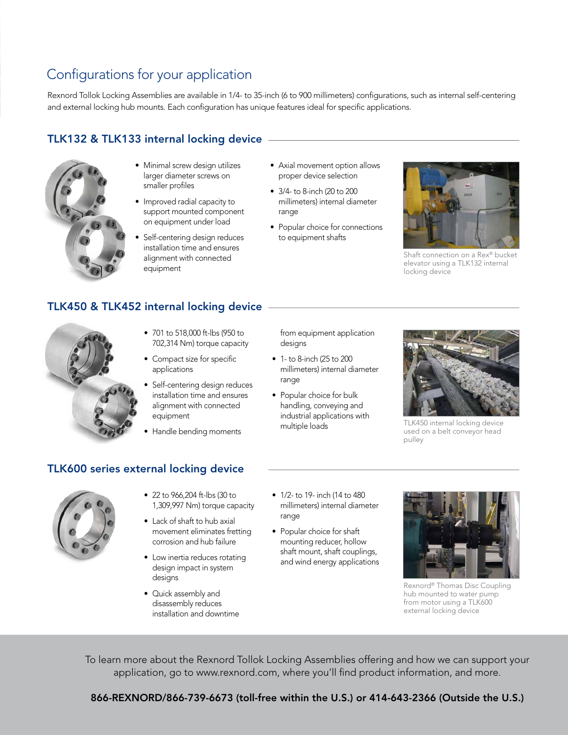# Configurations for your application

Rexnord Tollok Locking Assemblies are available in 1/4- to 35-inch (6 to 900 millimeters) configurations, such as internal self-centering and external locking hub mounts. Each configuration has unique features ideal for specific applications.

## TLK132 & TLK133 internal locking device

- Minimal screw design utilizes larger diameter screws on smaller profiles
- Improved radial capacity to support mounted component on equipment under load
- Self-centering design reduces installation time and ensures alignment with connected equipment
- Axial movement option allows proper device selection
- 3/4- to 8-inch (20 to 200 millimeters) internal diameter range
- Popular choice for connections to equipment shafts

Shaft connection on a Rex® bucket elevator using a TLK132 internal locking device

## TLK450 & TLK452 internal locking device

- 701 to 518,000 ft-lbs (950 to 702,314 Nm) torque capacity
- Compact size for specific applications
- Self-centering design reduces installation time and ensures alignment with connected equipment
- Handle bending moments from equipment application designs
- 1- to 8-inch (25 to 200 millimeters) internal diameter range
- Popular choice for bulk handling, conveying and industrial applications with multiple loads

TLK450 internal locking device used on a belt conveyor head pulley

## TLK600 series external locking device

- 22 to 966,204 ft-lbs (30 to 1,309,997 Nm) torque capacity
- Lack of shaft to hub axial movement eliminates fretting corrosion and hub failure
- Low inertia reduces rotating design impact in system designs
- Quick assembly and disassembly reduces installation and downtime
- 1/2- to 19- inch (14 to 480 millimeters) internal diameter range
- Popular choice for shaft mounting reducer, hollow shaft mount, shaft couplings, and wind energy applications

Rexnord® Thomas Disc Coupling hub mounted to water pump from motor using a TLK600 external locking device

To learn more about the Rexnord Tollok Locking Assemblies offering and how we can support your application, go to www.rexnord.com, where you'll find product information, and more.

**866-REXNORD/866-739-6673 (toll-free within the U.S.) or 414-643-2366 (Outside the U.S.)**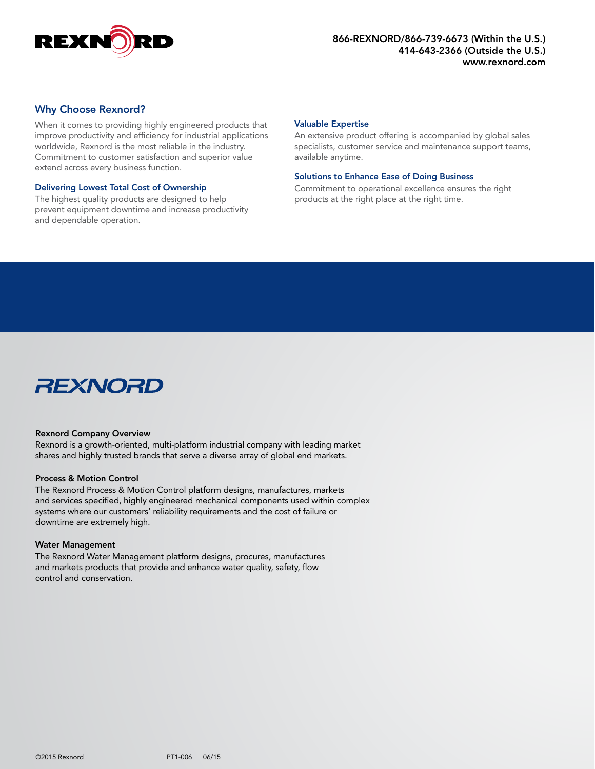866-REXNORD/866-739-6673 (Within the U.S.)
414-643-2366 (Outside the U.S.)
www.rexnord.com

## Why Choose Rexnord?

When it comes to providing highly engineered products that improve productivity and efficiency for industrial applications worldwide, Rexnord is the most reliable in the industry. Commitment to customer satisfaction and superior value extend across every business function.

### Delivering Lowest Total Cost of Ownership

The highest quality products are designed to help prevent equipment downtime and increase productivity and dependable operation.

### Valuable Expertise

An extensive product offering is accompanied by global sales specialists, customer service and maintenance support teams, available anytime.

### Solutions to Enhance Ease of Doing Business

Commitment to operational excellence ensures the right products at the right place at the right time.

REXNORD

**Rexnord Company Overview**
Rexnord is a growth-oriented, multi-platform industrial company with leading market shares and highly trusted brands that serve a diverse array of global end markets.

**Process & Motion Control**
The Rexnord Process & Motion Control platform designs, manufactures, markets and services specified, highly engineered mechanical components used within complex systems where our customers' reliability requirements and the cost of failure or downtime are extremely high.

**Water Management**
The Rexnord Water Management platform designs, procures, manufactures and markets products that provide and enhance water quality, safety, flow control and conservation.

©2015 Rexnord PT1-006 06/15